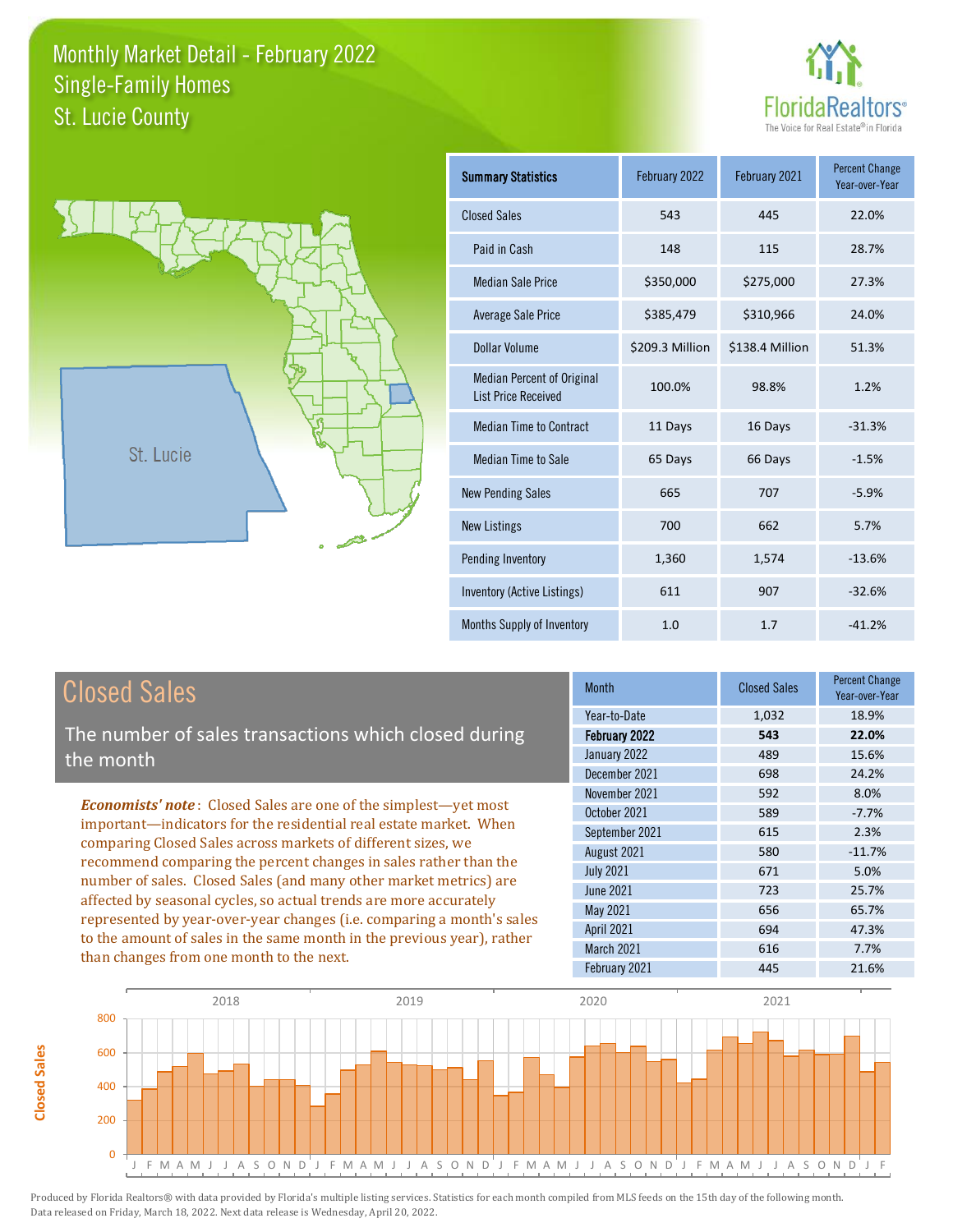# Monthly Market Detail - February 2022
## Single-Family Homes
## St. Lucie County

St. Lucie

| Summary Statistics | February 2022 | February 2021 | Percent Change Year-over-Year |
|---|---|---|---|
| Closed Sales | 543 | 445 | 22.0% |
| Paid in Cash | 148 | 115 | 28.7% |
| Median Sale Price | $350,000 | $275,000 | 27.3% |
| Average Sale Price | $385,479 | $310,966 | 24.0% |
| Dollar Volume | $209.3 Million | $138.4 Million | 51.3% |
| Median Percent of Original List Price Received | 100.0% | 98.8% | 1.2% |
| Median Time to Contract | 11 Days | 16 Days | -31.3% |
| Median Time to Sale | 65 Days | 66 Days | -1.5% |
| New Pending Sales | 665 | 707 | -5.9% |
| New Listings | 700 | 662 | 5.7% |
| Pending Inventory | 1,360 | 1,574 | -13.6% |
| Inventory (Active Listings) | 611 | 907 | -32.6% |
| Months Supply of Inventory | 1.0 | 1.7 | -41.2% |

## Closed Sales

The number of sales transactions which closed during the month

*Economists' note*: Closed Sales are one of the simplest—yet most important—indicators for the residential real estate market. When comparing Closed Sales across markets of different sizes, we recommend comparing the percent changes in sales rather than the number of sales. Closed Sales (and many other market metrics) are affected by seasonal cycles, so actual trends are more accurately represented by year-over-year changes (i.e. comparing a month's sales to the amount of sales in the same month in the previous year), rather than changes from one month to the next.

| Month | Closed Sales | Percent Change Year-over-Year |
|---|---|---|
| Year-to-Date | 1,032 | 18.9% |
| **February 2022** | **543** | **22.0%** |
| January 2022 | 489 | 15.6% |
| December 2021 | 698 | 24.2% |
| November 2021 | 592 | 8.0% |
| October 2021 | 589 | -7.7% |
| September 2021 | 615 | 2.3% |
| August 2021 | 580 | -11.7% |
| July 2021 | 671 | 5.0% |
| June 2021 | 723 | 25.7% |
| May 2021 | 656 | 65.7% |
| April 2021 | 694 | 47.3% |
| March 2021 | 616 | 7.7% |
| February 2021 | 445 | 21.6% |

Produced by Florida Realtors® with data provided by Florida's multiple listing services. Statistics for each month compiled from MLS feeds on the 15th day of the following month. Data released on Friday, March 18, 2022. Next data release is Wednesday, April 20, 2022.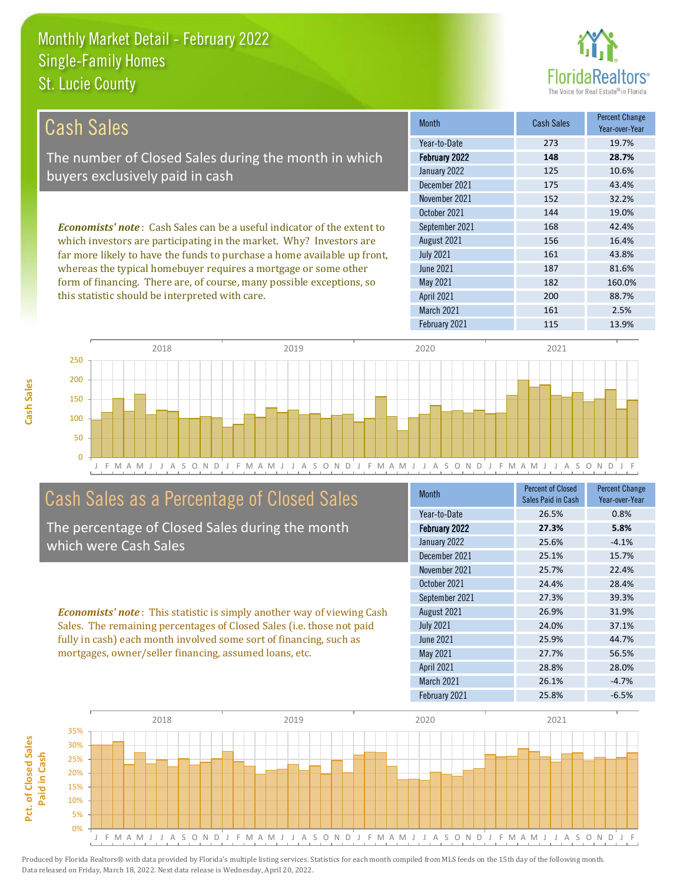# Monthly Market Detail - February 2022
## Single-Family Homes
## St. Lucie County

## Cash Sales

The number of Closed Sales during the month in which buyers exclusively paid in cash

***Economists' note***: Cash Sales can be a useful indicator of the extent to which investors are participating in the market. Why? Investors are far more likely to have the funds to purchase a home available up front, whereas the typical homebuyer requires a mortgage or some other form of financing. There are, of course, many possible exceptions, so this statistic should be interpreted with care.

| Month | Cash Sales | Percent Change Year-over-Year |
|---|---|---|
| Year-to-Date | 273 | 19.7% |
| **February 2022** | **148** | **28.7%** |
| January 2022 | 125 | 10.6% |
| December 2021 | 175 | 43.4% |
| November 2021 | 152 | 32.2% |
| October 2021 | 144 | 19.0% |
| September 2021 | 168 | 42.4% |
| August 2021 | 156 | 16.4% |
| July 2021 | 161 | 43.8% |
| June 2021 | 187 | 81.6% |
| May 2021 | 182 | 160.0% |
| April 2021 | 200 | 88.7% |
| March 2021 | 161 | 2.5% |
| February 2021 | 115 | 13.9% |

## Cash Sales as a Percentage of Closed Sales

The percentage of Closed Sales during the month which were Cash Sales

***Economists' note***: This statistic is simply another way of viewing Cash Sales. The remaining percentages of Closed Sales (i.e. those not paid fully in cash) each month involved some sort of financing, such as mortgages, owner/seller financing, assumed loans, etc.

| Month | Percent of Closed Sales Paid in Cash | Percent Change Year-over-Year |
|---|---|---|
| Year-to-Date | 26.5% | 0.8% |
| **February 2022** | **27.3%** | **5.8%** |
| January 2022 | 25.6% | -4.1% |
| December 2021 | 25.1% | 15.7% |
| November 2021 | 25.7% | 22.4% |
| October 2021 | 24.4% | 28.4% |
| September 2021 | 27.3% | 39.3% |
| August 2021 | 26.9% | 31.9% |
| July 2021 | 24.0% | 37.1% |
| June 2021 | 25.9% | 44.7% |
| May 2021 | 27.7% | 56.5% |
| April 2021 | 28.8% | 28.0% |
| March 2021 | 26.1% | -4.7% |
| February 2021 | 25.8% | -6.5% |

Produced by Florida Realtors® with data provided by Florida's multiple listing services. Statistics for each month compiled from MLS feeds on the 15th day of the following month. Data released on Friday, March 18, 2022. Next data release is Wednesday, April 20, 2022.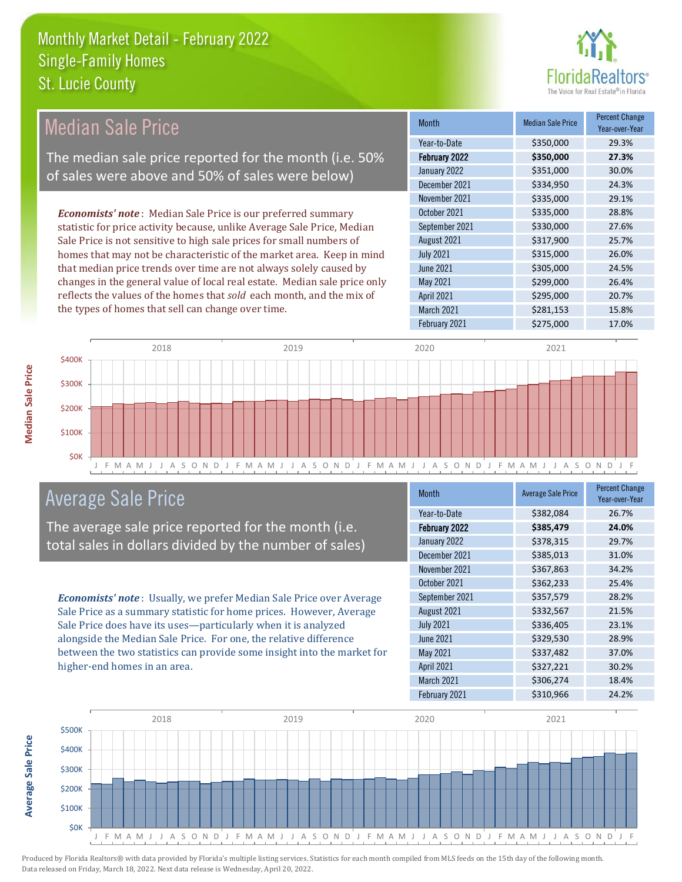# Monthly Market Detail - February 2022
## Single-Family Homes
## St. Lucie County

## Median Sale Price

The median sale price reported for the month (i.e. 50% of sales were above and 50% of sales were below)

***Economists' note***: Median Sale Price is our preferred summary statistic for price activity because, unlike Average Sale Price, Median Sale Price is not sensitive to high sale prices for small numbers of homes that may not be characteristic of the market area. Keep in mind that median price trends over time are not always solely caused by changes in the general value of local real estate. Median sale price only reflects the values of the homes that *sold* each month, and the mix of the types of homes that sell can change over time.

| Month | Median Sale Price | Percent Change Year-over-Year |
|---|---|---|
| Year-to-Date | $350,000 | 29.3% |
| **February 2022** | **$350,000** | **27.3%** |
| January 2022 | $351,000 | 30.0% |
| December 2021 | $334,950 | 24.3% |
| November 2021 | $335,000 | 29.1% |
| October 2021 | $335,000 | 28.8% |
| September 2021 | $330,000 | 27.6% |
| August 2021 | $317,900 | 25.7% |
| July 2021 | $315,000 | 26.0% |
| June 2021 | $305,000 | 24.5% |
| May 2021 | $299,000 | 26.4% |
| April 2021 | $295,000 | 20.7% |
| March 2021 | $281,153 | 15.8% |
| February 2021 | $275,000 | 17.0% |

## Average Sale Price

The average sale price reported for the month (i.e. total sales in dollars divided by the number of sales)

***Economists' note***: Usually, we prefer Median Sale Price over Average Sale Price as a summary statistic for home prices. However, Average Sale Price does have its uses—particularly when it is analyzed alongside the Median Sale Price. For one, the relative difference between the two statistics can provide some insight into the market for higher-end homes in an area.

| Month | Average Sale Price | Percent Change Year-over-Year |
|---|---|---|
| Year-to-Date | $382,084 | 26.7% |
| **February 2022** | **$385,479** | **24.0%** |
| January 2022 | $378,315 | 29.7% |
| December 2021 | $385,013 | 31.0% |
| November 2021 | $367,863 | 34.2% |
| October 2021 | $362,233 | 25.4% |
| September 2021 | $357,579 | 28.2% |
| August 2021 | $332,567 | 21.5% |
| July 2021 | $336,405 | 23.1% |
| June 2021 | $329,530 | 28.9% |
| May 2021 | $337,482 | 37.0% |
| April 2021 | $327,221 | 30.2% |
| March 2021 | $306,274 | 18.4% |
| February 2021 | $310,966 | 24.2% |

Produced by Florida Realtors® with data provided by Florida's multiple listing services. Statistics for each month compiled from MLS feeds on the 15th day of the following month. Data released on Friday, March 18, 2022. Next data release is Wednesday, April 20, 2022.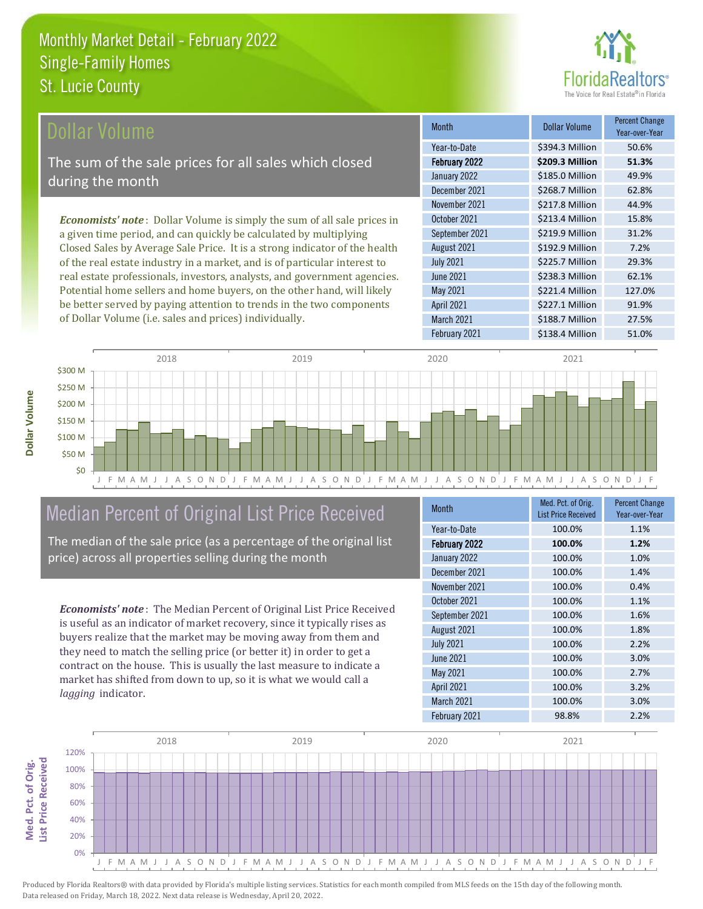# Monthly Market Detail - February 2022
## Single-Family Homes
## St. Lucie County

## Dollar Volume

The sum of the sale prices for all sales which closed during the month

*Economists' note*: Dollar Volume is simply the sum of all sale prices in a given time period, and can quickly be calculated by multiplying Closed Sales by Average Sale Price. It is a strong indicator of the health of the real estate industry in a market, and is of particular interest to real estate professionals, investors, analysts, and government agencies. Potential home sellers and home buyers, on the other hand, will likely be better served by paying attention to trends in the two components of Dollar Volume (i.e. sales and prices) individually.

| Month | Dollar Volume | Percent Change Year-over-Year |
|---|---|---|
| Year-to-Date | $394.3 Million | 50.6% |
| **February 2022** | **$209.3 Million** | **51.3%** |
| January 2022 | $185.0 Million | 49.9% |
| December 2021 | $268.7 Million | 62.8% |
| November 2021 | $217.8 Million | 44.9% |
| October 2021 | $213.4 Million | 15.8% |
| September 2021 | $219.9 Million | 31.2% |
| August 2021 | $192.9 Million | 7.2% |
| July 2021 | $225.7 Million | 29.3% |
| June 2021 | $238.3 Million | 62.1% |
| May 2021 | $221.4 Million | 127.0% |
| April 2021 | $227.1 Million | 91.9% |
| March 2021 | $188.7 Million | 27.5% |
| February 2021 | $138.4 Million | 51.0% |

## Median Percent of Original List Price Received

The median of the sale price (as a percentage of the original list price) across all properties selling during the month

*Economists' note*: The Median Percent of Original List Price Received is useful as an indicator of market recovery, since it typically rises as buyers realize that the market may be moving away from them and they need to match the selling price (or better it) in order to get a contract on the house. This is usually the last measure to indicate a market has shifted from down to up, so it is what we would call a *lagging* indicator.

| Month | Med. Pct. of Orig. List Price Received | Percent Change Year-over-Year |
|---|---|---|
| Year-to-Date | 100.0% | 1.1% |
| **February 2022** | **100.0%** | **1.2%** |
| January 2022 | 100.0% | 1.0% |
| December 2021 | 100.0% | 1.4% |
| November 2021 | 100.0% | 0.4% |
| October 2021 | 100.0% | 1.1% |
| September 2021 | 100.0% | 1.6% |
| August 2021 | 100.0% | 1.8% |
| July 2021 | 100.0% | 2.2% |
| June 2021 | 100.0% | 3.0% |
| May 2021 | 100.0% | 2.7% |
| April 2021 | 100.0% | 3.2% |
| March 2021 | 100.0% | 3.0% |
| February 2021 | 98.8% | 2.2% |

Produced by Florida Realtors® with data provided by Florida's multiple listing services. Statistics for each month compiled from MLS feeds on the 15th day of the following month. Data released on Friday, March 18, 2022. Next data release is Wednesday, April 20, 2022.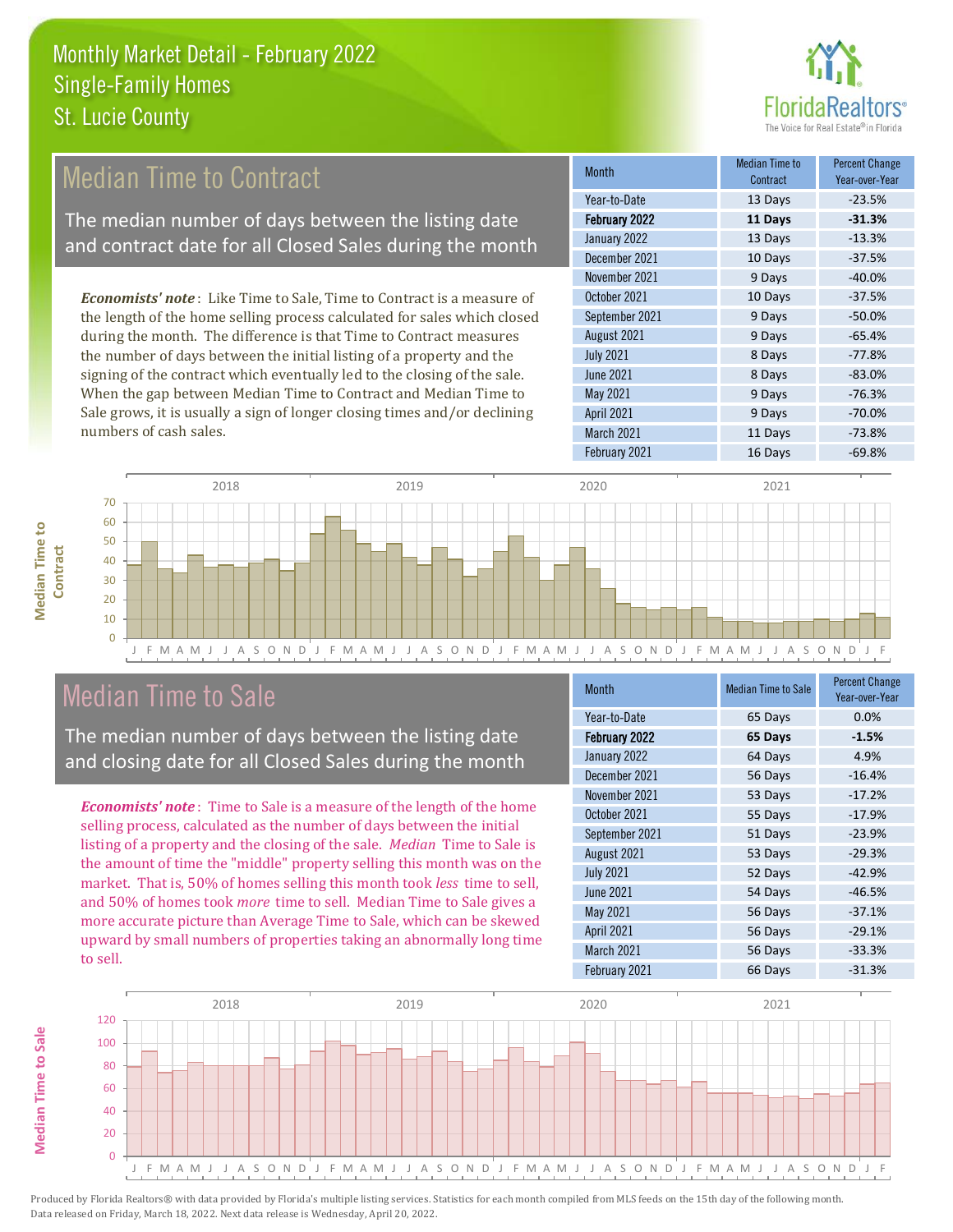Monthly Market Detail - February 2022
Single-Family Homes
St. Lucie County

## Median Time to Contract

The median number of days between the listing date and contract date for all Closed Sales during the month

***Economists' note***: Like Time to Sale, Time to Contract is a measure of the length of the home selling process calculated for sales which closed during the month. The difference is that Time to Contract measures the number of days between the initial listing of a property and the signing of the contract which eventually led to the closing of the sale. When the gap between Median Time to Contract and Median Time to Sale grows, it is usually a sign of longer closing times and/or declining numbers of cash sales.

| Month | Median Time to Contract | Percent Change Year-over-Year |
|---|---|---|
| Year-to-Date | 13 Days | -23.5% |
| **February 2022** | **11 Days** | **-31.3%** |
| January 2022 | 13 Days | -13.3% |
| December 2021 | 10 Days | -37.5% |
| November 2021 | 9 Days | -40.0% |
| October 2021 | 10 Days | -37.5% |
| September 2021 | 9 Days | -50.0% |
| August 2021 | 9 Days | -65.4% |
| July 2021 | 8 Days | -77.8% |
| June 2021 | 8 Days | -83.0% |
| May 2021 | 9 Days | -76.3% |
| April 2021 | 9 Days | -70.0% |
| March 2021 | 11 Days | -73.8% |
| February 2021 | 16 Days | -69.8% |

## Median Time to Sale

The median number of days between the listing date and closing date for all Closed Sales during the month

***Economists' note***: Time to Sale is a measure of the length of the home selling process, calculated as the number of days between the initial listing of a property and the closing of the sale. *Median* Time to Sale is the amount of time the "middle" property selling this month was on the market. That is, 50% of homes selling this month took *less* time to sell, and 50% of homes took *more* time to sell. Median Time to Sale gives a more accurate picture than Average Time to Sale, which can be skewed upward by small numbers of properties taking an abnormally long time to sell.

| Month | Median Time to Sale | Percent Change Year-over-Year |
|---|---|---|
| Year-to-Date | 65 Days | 0.0% |
| **February 2022** | **65 Days** | **-1.5%** |
| January 2022 | 64 Days | 4.9% |
| December 2021 | 56 Days | -16.4% |
| November 2021 | 53 Days | -17.2% |
| October 2021 | 55 Days | -17.9% |
| September 2021 | 51 Days | -23.9% |
| August 2021 | 53 Days | -29.3% |
| July 2021 | 52 Days | -42.9% |
| June 2021 | 54 Days | -46.5% |
| May 2021 | 56 Days | -37.1% |
| April 2021 | 56 Days | -29.1% |
| March 2021 | 56 Days | -33.3% |
| February 2021 | 66 Days | -31.3% |

Produced by Florida Realtors® with data provided by Florida's multiple listing services. Statistics for each month compiled from MLS feeds on the 15th day of the following month. Data released on Friday, March 18, 2022. Next data release is Wednesday, April 20, 2022.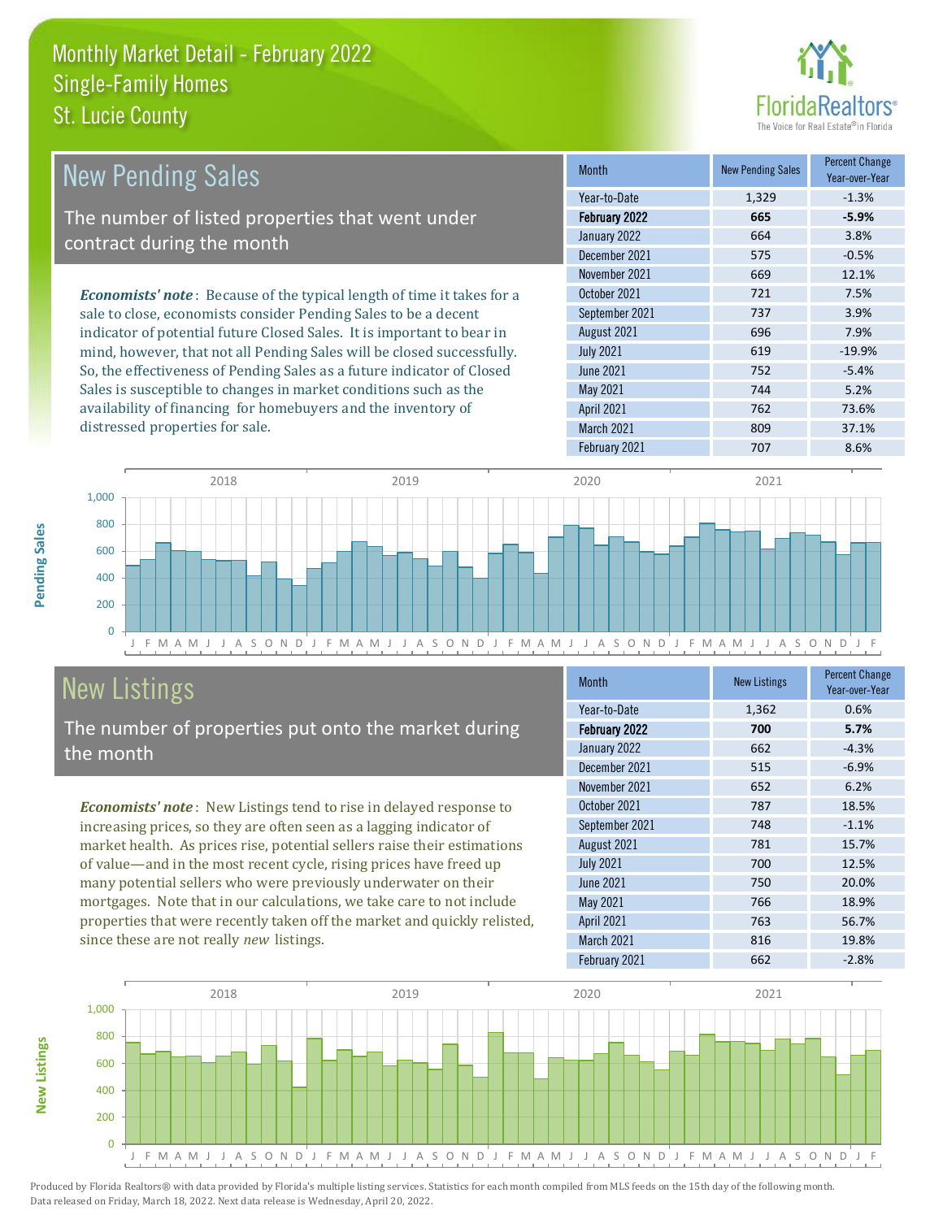# Monthly Market Detail - February 2022
## Single-Family Homes
## St. Lucie County

## New Pending Sales

The number of listed properties that went under contract during the month

***Economists' note***: Because of the typical length of time it takes for a sale to close, economists consider Pending Sales to be a decent indicator of potential future Closed Sales. It is important to bear in mind, however, that not all Pending Sales will be closed successfully. So, the effectiveness of Pending Sales as a future indicator of Closed Sales is susceptible to changes in market conditions such as the availability of financing for homebuyers and the inventory of distressed properties for sale.

| Month | New Pending Sales | Percent Change Year-over-Year |
|---|---|---|
| Year-to-Date | 1,329 | -1.3% |
| **February 2022** | **665** | **-5.9%** |
| January 2022 | 664 | 3.8% |
| December 2021 | 575 | -0.5% |
| November 2021 | 669 | 12.1% |
| October 2021 | 721 | 7.5% |
| September 2021 | 737 | 3.9% |
| August 2021 | 696 | 7.9% |
| July 2021 | 619 | -19.9% |
| June 2021 | 752 | -5.4% |
| May 2021 | 744 | 5.2% |
| April 2021 | 762 | 73.6% |
| March 2021 | 809 | 37.1% |
| February 2021 | 707 | 8.6% |

## New Listings

The number of properties put onto the market during the month

***Economists' note***: New Listings tend to rise in delayed response to increasing prices, so they are often seen as a lagging indicator of market health. As prices rise, potential sellers raise their estimations of value—and in the most recent cycle, rising prices have freed up many potential sellers who were previously underwater on their mortgages. Note that in our calculations, we take care to not include properties that were recently taken off the market and quickly relisted, since these are not really *new* listings.

| Month | New Listings | Percent Change Year-over-Year |
|---|---|---|
| Year-to-Date | 1,362 | 0.6% |
| **February 2022** | **700** | **5.7%** |
| January 2022 | 662 | -4.3% |
| December 2021 | 515 | -6.9% |
| November 2021 | 652 | 6.2% |
| October 2021 | 787 | 18.5% |
| September 2021 | 748 | -1.1% |
| August 2021 | 781 | 15.7% |
| July 2021 | 700 | 12.5% |
| June 2021 | 750 | 20.0% |
| May 2021 | 766 | 18.9% |
| April 2021 | 763 | 56.7% |
| March 2021 | 816 | 19.8% |
| February 2021 | 662 | -2.8% |

Produced by Florida Realtors® with data provided by Florida's multiple listing services. Statistics for each month compiled from MLS feeds on the 15th day of the following month. Data released on Friday, March 18, 2022. Next data release is Wednesday, April 20, 2022.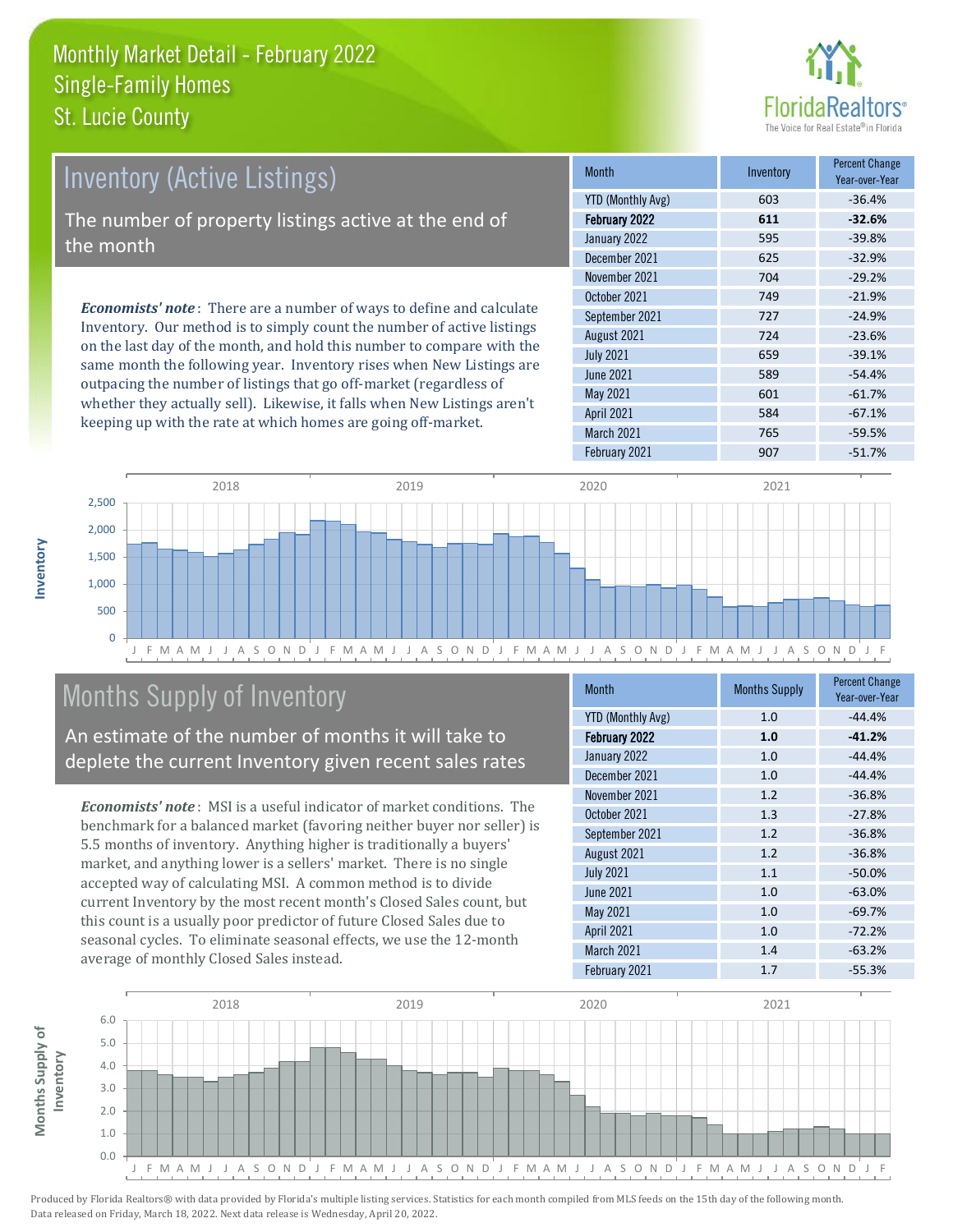# Monthly Market Detail - February 2022
## Single-Family Homes
## St. Lucie County

## Inventory (Active Listings)

The number of property listings active at the end of the month

***Economists' note***: There are a number of ways to define and calculate Inventory. Our method is to simply count the number of active listings on the last day of the month, and hold this number to compare with the same month the following year. Inventory rises when New Listings are outpacing the number of listings that go off-market (regardless of whether they actually sell). Likewise, it falls when New Listings aren't keeping up with the rate at which homes are going off-market.

| Month | Inventory | Percent Change Year-over-Year |
|---|---|---|
| YTD (Monthly Avg) | 603 | -36.4% |
| **February 2022** | **611** | **-32.6%** |
| January 2022 | 595 | -39.8% |
| December 2021 | 625 | -32.9% |
| November 2021 | 704 | -29.2% |
| October 2021 | 749 | -21.9% |
| September 2021 | 727 | -24.9% |
| August 2021 | 724 | -23.6% |
| July 2021 | 659 | -39.1% |
| June 2021 | 589 | -54.4% |
| May 2021 | 601 | -61.7% |
| April 2021 | 584 | -67.1% |
| March 2021 | 765 | -59.5% |
| February 2021 | 907 | -51.7% |

## Months Supply of Inventory

An estimate of the number of months it will take to deplete the current Inventory given recent sales rates

***Economists' note***: MSI is a useful indicator of market conditions. The benchmark for a balanced market (favoring neither buyer nor seller) is 5.5 months of inventory. Anything higher is traditionally a buyers' market, and anything lower is a sellers' market. There is no single accepted way of calculating MSI. A common method is to divide current Inventory by the most recent month's Closed Sales count, but this count is a usually poor predictor of future Closed Sales due to seasonal cycles. To eliminate seasonal effects, we use the 12-month average of monthly Closed Sales instead.

| Month | Months Supply | Percent Change Year-over-Year |
|---|---|---|
| YTD (Monthly Avg) | 1.0 | -44.4% |
| **February 2022** | **1.0** | **-41.2%** |
| January 2022 | 1.0 | -44.4% |
| December 2021 | 1.0 | -44.4% |
| November 2021 | 1.2 | -36.8% |
| October 2021 | 1.3 | -27.8% |
| September 2021 | 1.2 | -36.8% |
| August 2021 | 1.2 | -36.8% |
| July 2021 | 1.1 | -50.0% |
| June 2021 | 1.0 | -63.0% |
| May 2021 | 1.0 | -69.7% |
| April 2021 | 1.0 | -72.2% |
| March 2021 | 1.4 | -63.2% |
| February 2021 | 1.7 | -55.3% |

Produced by Florida Realtors® with data provided by Florida's multiple listing services. Statistics for each month compiled from MLS feeds on the 15th day of the following month. Data released on Friday, March 18, 2022. Next data release is Wednesday, April 20, 2022.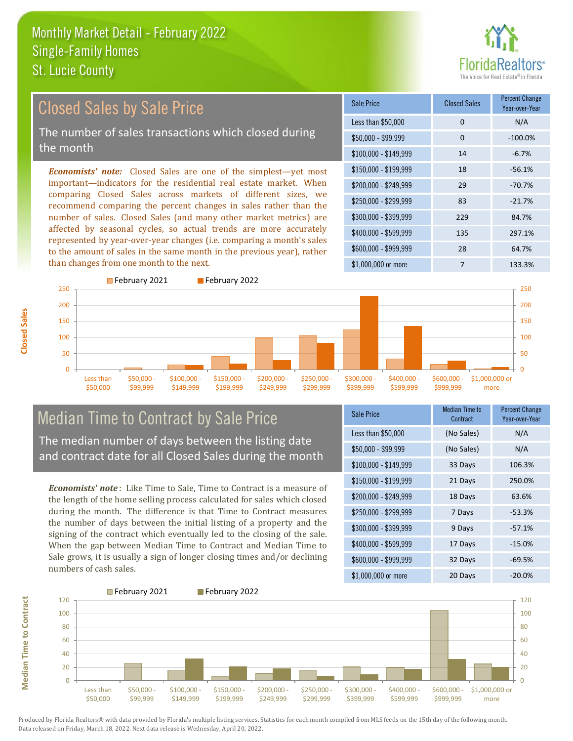# Monthly Market Detail - February 2022
## Single-Family Homes
## St. Lucie County

## Closed Sales by Sale Price

The number of sales transactions which closed during the month

*Economists' note*: Closed Sales are one of the simplest—yet most important—indicators for the residential real estate market. When comparing Closed Sales across markets of different sizes, we recommend comparing the percent changes in sales rather than the number of sales. Closed Sales (and many other market metrics) are affected by seasonal cycles, so actual trends are more accurately represented by year-over-year changes (i.e. comparing a month's sales to the amount of sales in the same month in the previous year), rather than changes from one month to the next.

| Sale Price | Closed Sales | Percent Change Year-over-Year |
|---|---|---|
| Less than $50,000 | 0 | N/A |
| $50,000 - $99,999 | 0 | -100.0% |
| $100,000 - $149,999 | 14 | -6.7% |
| $150,000 - $199,999 | 18 | -56.1% |
| $200,000 - $249,999 | 29 | -70.7% |
| $250,000 - $299,999 | 83 | -21.7% |
| $300,000 - $399,999 | 229 | 84.7% |
| $400,000 - $599,999 | 135 | 297.1% |
| $600,000 - $999,999 | 28 | 64.7% |
| $1,000,000 or more | 7 | 133.3% |

## Median Time to Contract by Sale Price

The median number of days between the listing date and contract date for all Closed Sales during the month

*Economists' note*: Like Time to Sale, Time to Contract is a measure of the length of the home selling process calculated for sales which closed during the month. The difference is that Time to Contract measures the number of days between the initial listing of a property and the signing of the contract which eventually led to the closing of the sale. When the gap between Median Time to Contract and Median Time to Sale grows, it is usually a sign of longer closing times and/or declining numbers of cash sales.

| Sale Price | Median Time to Contract | Percent Change Year-over-Year |
|---|---|---|
| Less than $50,000 | (No Sales) | N/A |
| $50,000 - $99,999 | (No Sales) | N/A |
| $100,000 - $149,999 | 33 Days | 106.3% |
| $150,000 - $199,999 | 21 Days | 250.0% |
| $200,000 - $249,999 | 18 Days | 63.6% |
| $250,000 - $299,999 | 7 Days | -53.3% |
| $300,000 - $399,999 | 9 Days | -57.1% |
| $400,000 - $599,999 | 17 Days | -15.0% |
| $600,000 - $999,999 | 32 Days | -69.5% |
| $1,000,000 or more | 20 Days | -20.0% |

Produced by Florida Realtors® with data provided by Florida's multiple listing services. Statistics for each month compiled from MLS feeds on the 15th day of the following month. Data released on Friday, March 18, 2022. Next data release is Wednesday, April 20, 2022.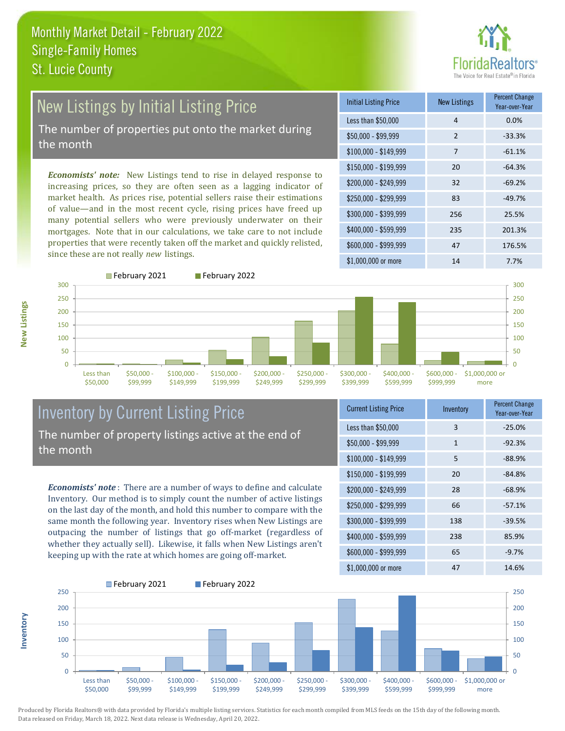# Monthly Market Detail - February 2022
## Single-Family Homes
## St. Lucie County

## New Listings by Initial Listing Price

The number of properties put onto the market during the month

*Economists' note:* New Listings tend to rise in delayed response to increasing prices, so they are often seen as a lagging indicator of market health. As prices rise, potential sellers raise their estimations of value—and in the most recent cycle, rising prices have freed up many potential sellers who were previously underwater on their mortgages. Note that in our calculations, we take care to not include properties that were recently taken off the market and quickly relisted, since these are not really *new* listings.

| Initial Listing Price | New Listings | Percent Change Year-over-Year |
|---|---|---|
| Less than $50,000 | 4 | 0.0% |
| $50,000 - $99,999 | 2 | -33.3% |
| $100,000 - $149,999 | 7 | -61.1% |
| $150,000 - $199,999 | 20 | -64.3% |
| $200,000 - $249,999 | 32 | -69.2% |
| $250,000 - $299,999 | 83 | -49.7% |
| $300,000 - $399,999 | 256 | 25.5% |
| $400,000 - $599,999 | 235 | 201.3% |
| $600,000 - $999,999 | 47 | 176.5% |
| $1,000,000 or more | 14 | 7.7% |

## Inventory by Current Listing Price

The number of property listings active at the end of the month

*Economists' note*: There are a number of ways to define and calculate Inventory. Our method is to simply count the number of active listings on the last day of the month, and hold this number to compare with the same month the following year. Inventory rises when New Listings are outpacing the number of listings that go off-market (regardless of whether they actually sell). Likewise, it falls when New Listings aren't keeping up with the rate at which homes are going off-market.

| Current Listing Price | Inventory | Percent Change Year-over-Year |
|---|---|---|
| Less than $50,000 | 3 | -25.0% |
| $50,000 - $99,999 | 1 | -92.3% |
| $100,000 - $149,999 | 5 | -88.9% |
| $150,000 - $199,999 | 20 | -84.8% |
| $200,000 - $249,999 | 28 | -68.9% |
| $250,000 - $299,999 | 66 | -57.1% |
| $300,000 - $399,999 | 138 | -39.5% |
| $400,000 - $599,999 | 238 | 85.9% |
| $600,000 - $999,999 | 65 | -9.7% |
| $1,000,000 or more | 47 | 14.6% |

Produced by Florida Realtors® with data provided by Florida's multiple listing services. Statistics for each month compiled from MLS feeds on the 15th day of the following month. Data released on Friday, March 18, 2022. Next data release is Wednesday, April 20, 2022.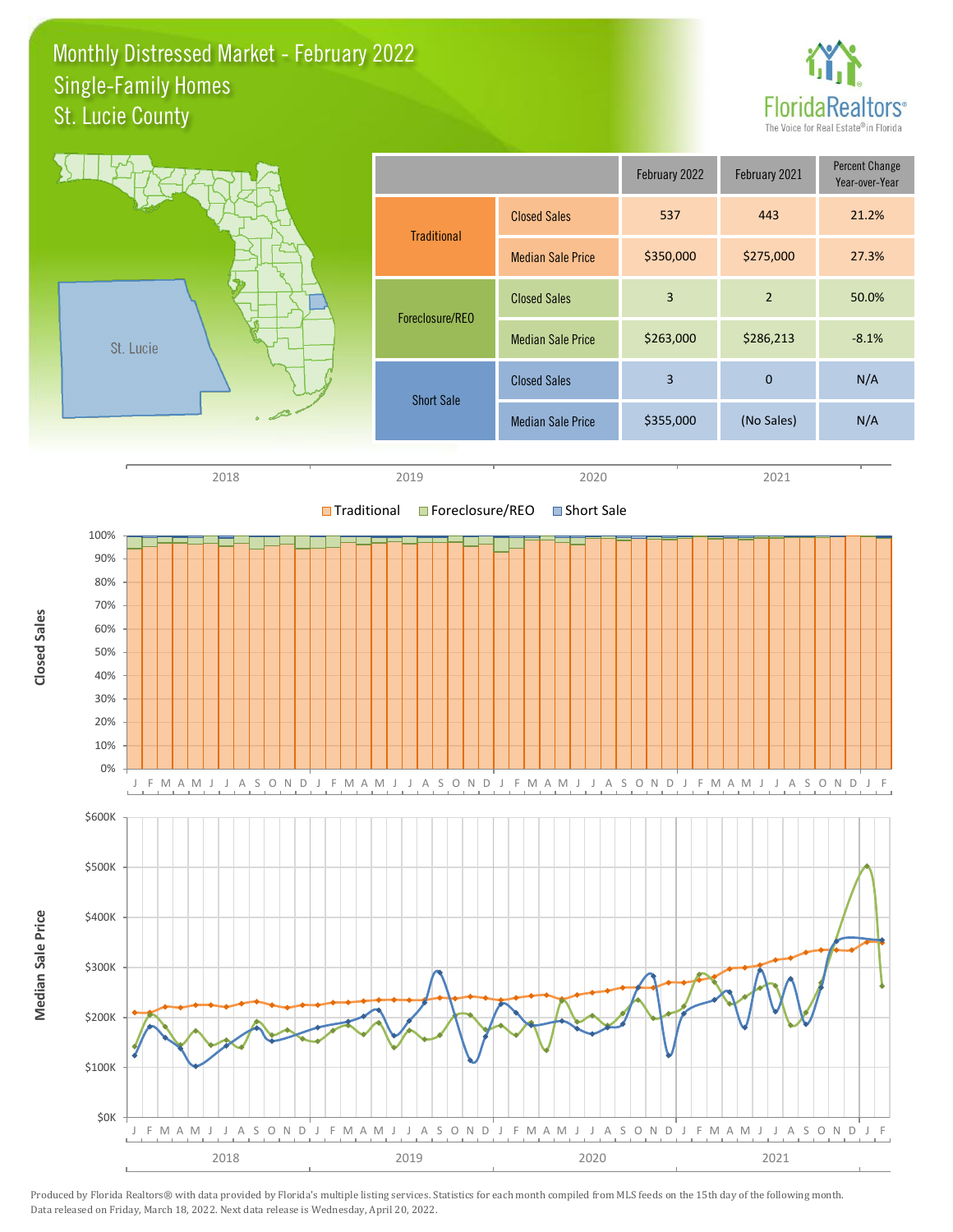# Monthly Distressed Market - February 2022
## Single-Family Homes
## St. Lucie County

FloridaRealtors®
The Voice for Real Estate® in Florida

St. Lucie

| | | February 2022 | February 2021 | Percent Change Year-over-Year |
|---|---|---|---|---|
| Traditional | Closed Sales | 537 | 443 | 21.2% |
| | Median Sale Price | $350,000 | $275,000 | 27.3% |
| Foreclosure/REO | Closed Sales | 3 | 2 | 50.0% |
| | Median Sale Price | $263,000 | $286,213 | -8.1% |
| Short Sale | Closed Sales | 3 | 0 | N/A |
| | Median Sale Price | $355,000 | (No Sales) | N/A |

2018 2019 2020 2021

Traditional Foreclosure/REO Short Sale

Closed Sales

100% 90% 80% 70% 60% 50% 40% 30% 20% 10% 0%

J F M A M J J A S O N D J F M A M J J A S O N D J F M A M J J A S O N D J F M A M J J A S O N D J F

Median Sale Price

$600K $500K $400K $300K $200K $100K $0K

J F M A M J J A S O N D J F M A M J J A S O N D J F M A M J J A S O N D J F M A M J J A S O N D J F

2018 2019 2020 2021

Produced by Florida Realtors® with data provided by Florida's multiple listing services. Statistics for each month compiled from MLS feeds on the 15th day of the following month. Data released on Friday, March 18, 2022. Next data release is Wednesday, April 20, 2022.